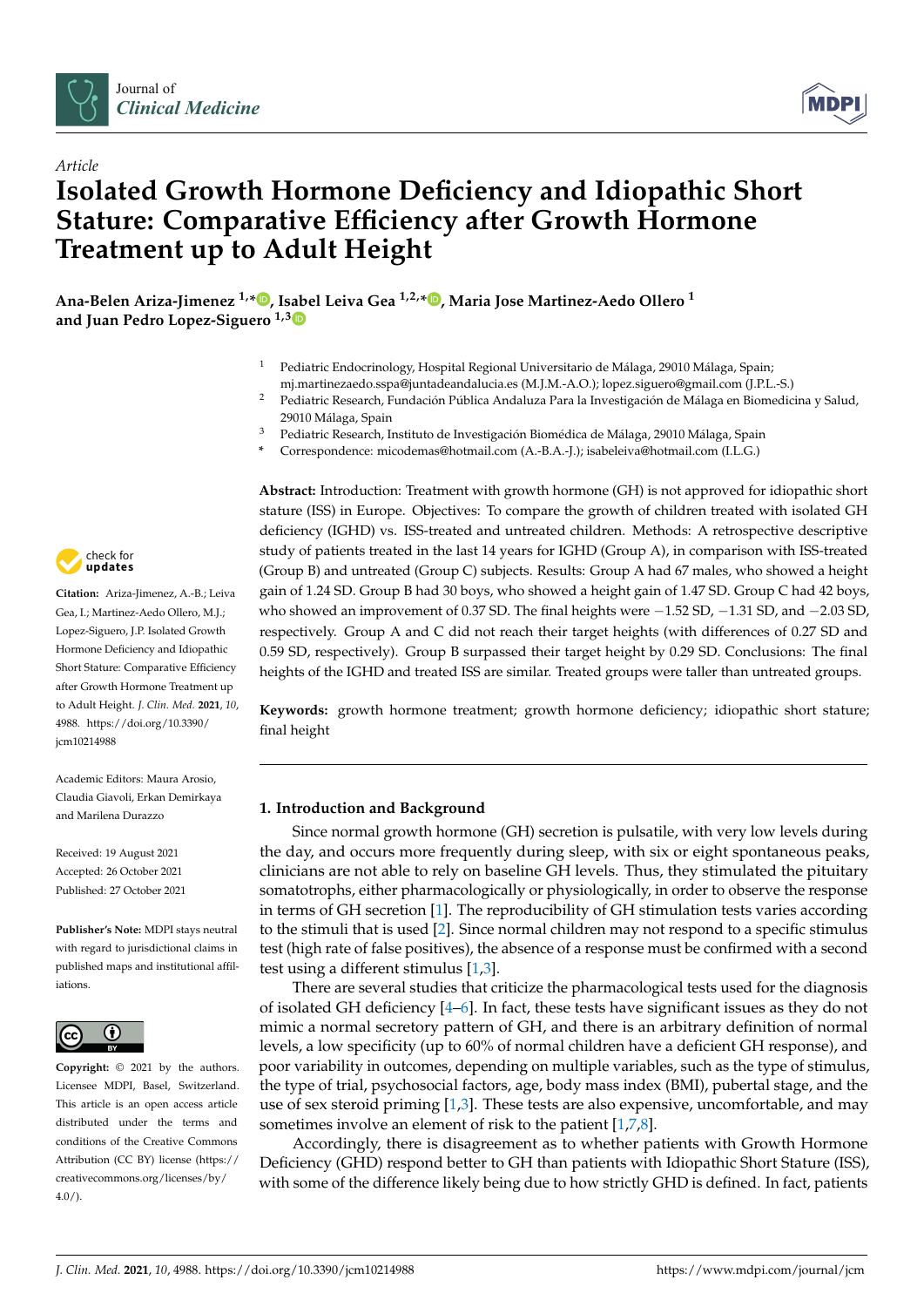*Article*

# Isolated Growth Hormone Deficiency and Idiopathic Short Stature: Comparative Efficiency after Growth Hormone Treatment up to Adult Height

**Ana-Belen Ariza-Jimenez [1,*], Isabel Leiva Gea [1,2,*], Maria Jose Martinez-Aedo Ollero [1] and Juan Pedro Lopez-Siguero [1,3]**

1 Pediatric Endocrinology, Hospital Regional Universitario de Málaga, 29010 Málaga, Spain; mj.martinezaedo.sspa@juntadeandalucia.es (M.J.M.-A.O.); lopez.siguero@gmail.com (J.P.L.-S.)
2 Pediatric Research, Fundación Pública Andaluza Para la Investigación de Málaga en Biomedicina y Salud, 29010 Málaga, Spain
3 Pediatric Research, Instituto de Investigación Biomédica de Málaga, 29010 Málaga, Spain
* Correspondence: micodemas@hotmail.com (A.-B.A.-J.); isabeleiva@hotmail.com (I.L.G.)

**Citation:** Ariza-Jimenez, A.-B.; Leiva Gea, I.; Martinez-Aedo Ollero, M.J.; Lopez-Siguero, J.P. Isolated Growth Hormone Deficiency and Idiopathic Short Stature: Comparative Efficiency after Growth Hormone Treatment up to Adult Height. *J. Clin. Med.* **2021**, *10*, 4988. https://doi.org/10.3390/jcm10214988

Academic Editors: Maura Arosio, Claudia Giavoli, Erkan Demirkaya and Marilena Durazzo

Received: 19 August 2021
Accepted: 26 October 2021
Published: 27 October 2021

**Publisher's Note:** MDPI stays neutral with regard to jurisdictional claims in published maps and institutional affiliations.

**Copyright:** © 2021 by the authors. Licensee MDPI, Basel, Switzerland. This article is an open access article distributed under the terms and conditions of the Creative Commons Attribution (CC BY) license (https://creativecommons.org/licenses/by/4.0/).

**Abstract:** Introduction: Treatment with growth hormone (GH) is not approved for idiopathic short stature (ISS) in Europe. Objectives: To compare the growth of children treated with isolated GH deficiency (IGHD) vs. ISS-treated and untreated children. Methods: A retrospective descriptive study of patients treated in the last 14 years for IGHD (Group A), in comparison with ISS-treated (Group B) and untreated (Group C) subjects. Results: Group A had 67 males, who showed a height gain of 1.24 SD. Group B had 30 boys, who showed a height gain of 1.47 SD. Group C had 42 boys, who showed an improvement of 0.37 SD. The final heights were −1.52 SD, −1.31 SD, and −2.03 SD, respectively. Group A and C did not reach their target heights (with differences of 0.27 SD and 0.59 SD, respectively). Group B surpassed their target height by 0.29 SD. Conclusions: The final heights of the IGHD and treated ISS are similar. Treated groups were taller than untreated groups.

**Keywords:** growth hormone treatment; growth hormone deficiency; idiopathic short stature; final height

## 1. Introduction and Background

Since normal growth hormone (GH) secretion is pulsatile, with very low levels during the day, and occurs more frequently during sleep, with six or eight spontaneous peaks, clinicians are not able to rely on baseline GH levels. Thus, they stimulated the pituitary somatotrophs, either pharmacologically or physiologically, in order to observe the response in terms of GH secretion [1]. The reproducibility of GH stimulation tests varies according to the stimuli that is used [2]. Since normal children may not respond to a specific stimulus test (high rate of false positives), the absence of a response must be confirmed with a second test using a different stimulus [1,3].

There are several studies that criticize the pharmacological tests used for the diagnosis of isolated GH deficiency [4–6]. In fact, these tests have significant issues as they do not mimic a normal secretory pattern of GH, and there is an arbitrary definition of normal levels, a low specificity (up to 60% of normal children have a deficient GH response), and poor variability in outcomes, depending on multiple variables, such as the type of stimulus, the type of trial, psychosocial factors, age, body mass index (BMI), pubertal stage, and the use of sex steroid priming [1,3]. These tests are also expensive, uncomfortable, and may sometimes involve an element of risk to the patient [1,7,8].

Accordingly, there is disagreement as to whether patients with Growth Hormone Deficiency (GHD) respond better to GH than patients with Idiopathic Short Stature (ISS), with some of the difference likely being due to how strictly GHD is defined. In fact, patients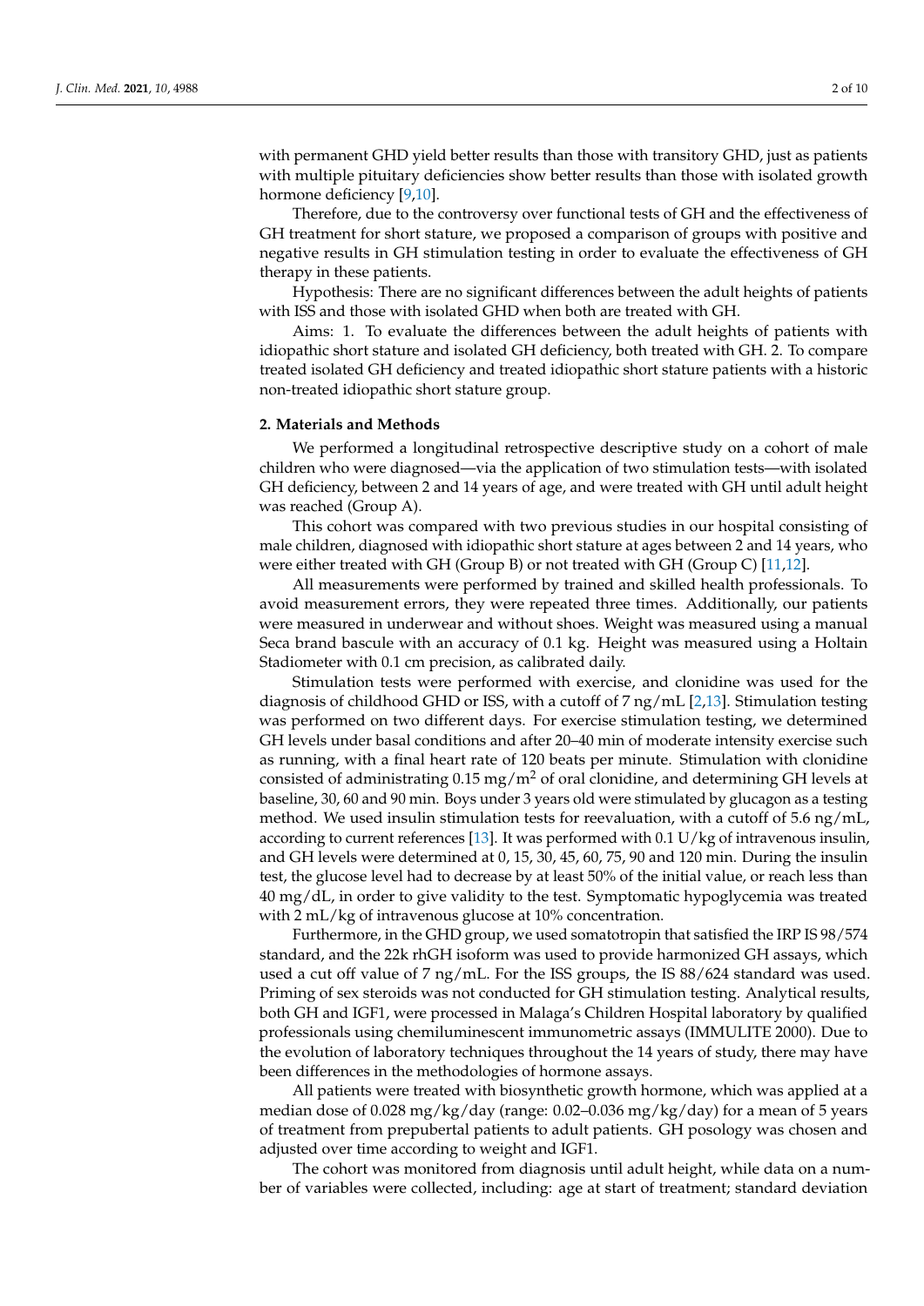with permanent GHD yield better results than those with transitory GHD, just as patients with multiple pituitary deficiencies show better results than those with isolated growth hormone deficiency [9,10].

Therefore, due to the controversy over functional tests of GH and the effectiveness of GH treatment for short stature, we proposed a comparison of groups with positive and negative results in GH stimulation testing in order to evaluate the effectiveness of GH therapy in these patients.

Hypothesis: There are no significant differences between the adult heights of patients with ISS and those with isolated GHD when both are treated with GH.

Aims: 1. To evaluate the differences between the adult heights of patients with idiopathic short stature and isolated GH deficiency, both treated with GH. 2. To compare treated isolated GH deficiency and treated idiopathic short stature patients with a historic non-treated idiopathic short stature group.

## 2. Materials and Methods

We performed a longitudinal retrospective descriptive study on a cohort of male children who were diagnosed—via the application of two stimulation tests—with isolated GH deficiency, between 2 and 14 years of age, and were treated with GH until adult height was reached (Group A).

This cohort was compared with two previous studies in our hospital consisting of male children, diagnosed with idiopathic short stature at ages between 2 and 14 years, who were either treated with GH (Group B) or not treated with GH (Group C) [11,12].

All measurements were performed by trained and skilled health professionals. To avoid measurement errors, they were repeated three times. Additionally, our patients were measured in underwear and without shoes. Weight was measured using a manual Seca brand bascule with an accuracy of 0.1 kg. Height was measured using a Holtain Stadiometer with 0.1 cm precision, as calibrated daily.

Stimulation tests were performed with exercise, and clonidine was used for the diagnosis of childhood GHD or ISS, with a cutoff of 7 ng/mL [2,13]. Stimulation testing was performed on two different days. For exercise stimulation testing, we determined GH levels under basal conditions and after 20–40 min of moderate intensity exercise such as running, with a final heart rate of 120 beats per minute. Stimulation with clonidine consisted of administrating 0.15 mg/m$^2$ of oral clonidine, and determining GH levels at baseline, 30, 60 and 90 min. Boys under 3 years old were stimulated by glucagon as a testing method. We used insulin stimulation tests for reevaluation, with a cutoff of 5.6 ng/mL, according to current references [13]. It was performed with 0.1 U/kg of intravenous insulin, and GH levels were determined at 0, 15, 30, 45, 60, 75, 90 and 120 min. During the insulin test, the glucose level had to decrease by at least 50% of the initial value, or reach less than 40 mg/dL, in order to give validity to the test. Symptomatic hypoglycemia was treated with 2 mL/kg of intravenous glucose at 10% concentration.

Furthermore, in the GHD group, we used somatotropin that satisfied the IRP IS 98/574 standard, and the 22k rhGH isoform was used to provide harmonized GH assays, which used a cut off value of 7 ng/mL. For the ISS groups, the IS 88/624 standard was used. Priming of sex steroids was not conducted for GH stimulation testing. Analytical results, both GH and IGF1, were processed in Malaga's Children Hospital laboratory by qualified professionals using chemiluminescent immunometric assays (IMMULITE 2000). Due to the evolution of laboratory techniques throughout the 14 years of study, there may have been differences in the methodologies of hormone assays.

All patients were treated with biosynthetic growth hormone, which was applied at a median dose of 0.028 mg/kg/day (range: 0.02–0.036 mg/kg/day) for a mean of 5 years of treatment from prepubertal patients to adult patients. GH posology was chosen and adjusted over time according to weight and IGF1.

The cohort was monitored from diagnosis until adult height, while data on a number of variables were collected, including: age at start of treatment; standard deviation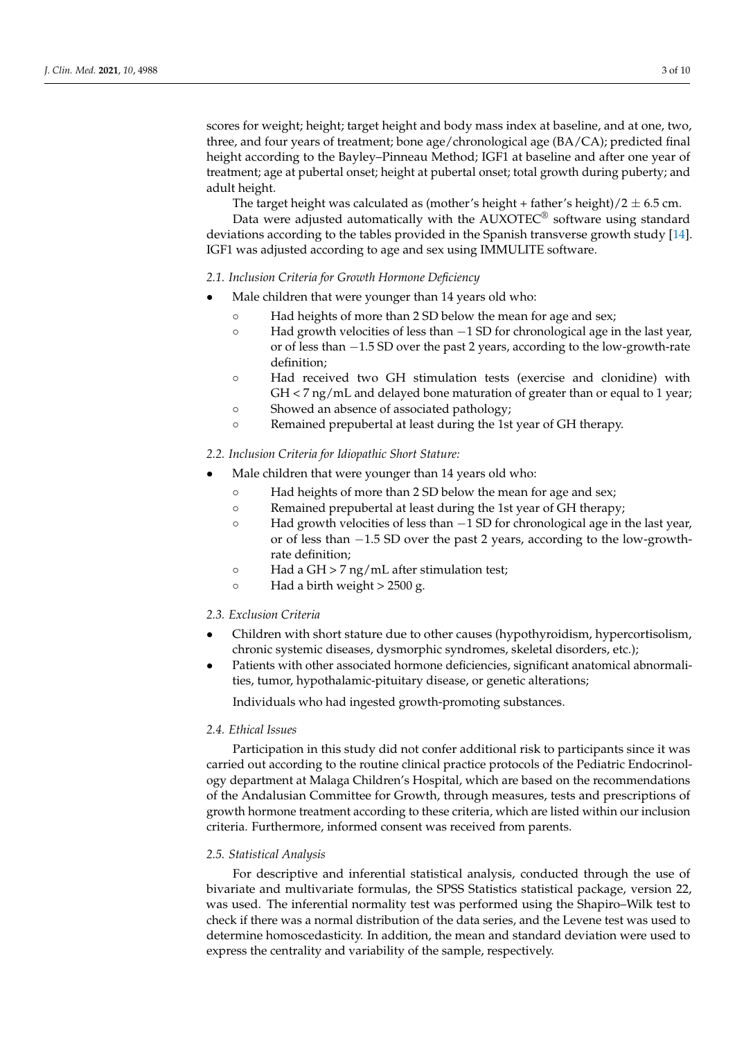scores for weight; height; target height and body mass index at baseline, and at one, two, three, and four years of treatment; bone age/chronological age (BA/CA); predicted final height according to the Bayley–Pinneau Method; IGF1 at baseline and after one year of treatment; age at pubertal onset; height at pubertal onset; total growth during puberty; and adult height.

The target height was calculated as (mother's height + father's height)/2 $\pm$ 6.5 cm.

Data were adjusted automatically with the AUXOTEC® software using standard deviations according to the tables provided in the Spanish transverse growth study [14]. IGF1 was adjusted according to age and sex using IMMULITE software.

### 2.1. Inclusion Criteria for Growth Hormone Deficiency

- Male children that were younger than 14 years old who:
  - Had heights of more than 2 SD below the mean for age and sex;
  - Had growth velocities of less than $-1$ SD for chronological age in the last year, or of less than $-1.5$ SD over the past 2 years, according to the low-growth-rate definition;
  - Had received two GH stimulation tests (exercise and clonidine) with GH < 7 ng/mL and delayed bone maturation of greater than or equal to 1 year;
  - Showed an absence of associated pathology;
  - Remained prepubertal at least during the 1st year of GH therapy.

### 2.2. Inclusion Criteria for Idiopathic Short Stature:

- Male children that were younger than 14 years old who:
  - Had heights of more than 2 SD below the mean for age and sex;
  - Remained prepubertal at least during the 1st year of GH therapy;
  - Had growth velocities of less than $-1$ SD for chronological age in the last year, or of less than $-1.5$ SD over the past 2 years, according to the low-growth-rate definition;
  - Had a GH > 7 ng/mL after stimulation test;
  - Had a birth weight > 2500 g.

### 2.3. Exclusion Criteria

- Children with short stature due to other causes (hypothyroidism, hypercortisolism, chronic systemic diseases, dysmorphic syndromes, skeletal disorders, etc.);
- Patients with other associated hormone deficiencies, significant anatomical abnormalities, tumor, hypothalamic-pituitary disease, or genetic alterations;

  Individuals who had ingested growth-promoting substances.

### 2.4. Ethical Issues

Participation in this study did not confer additional risk to participants since it was carried out according to the routine clinical practice protocols of the Pediatric Endocrinology department at Malaga Children's Hospital, which are based on the recommendations of the Andalusian Committee for Growth, through measures, tests and prescriptions of growth hormone treatment according to these criteria, which are listed within our inclusion criteria. Furthermore, informed consent was received from parents.

### 2.5. Statistical Analysis

For descriptive and inferential statistical analysis, conducted through the use of bivariate and multivariate formulas, the SPSS Statistics statistical package, version 22, was used. The inferential normality test was performed using the Shapiro–Wilk test to check if there was a normal distribution of the data series, and the Levene test was used to determine homoscedasticity. In addition, the mean and standard deviation were used to express the centrality and variability of the sample, respectively.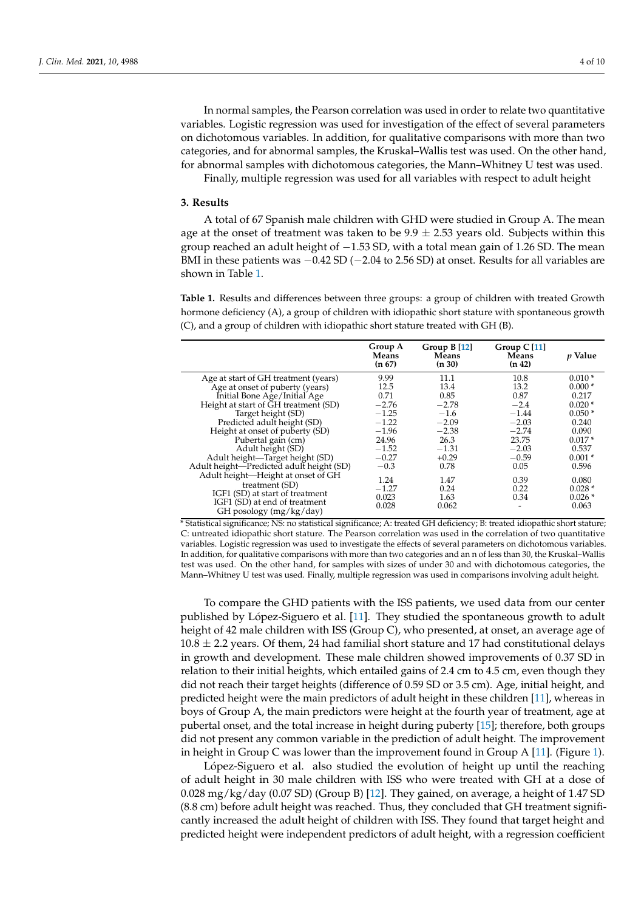In normal samples, the Pearson correlation was used in order to relate two quantitative variables. Logistic regression was used for investigation of the effect of several parameters on dichotomous variables. In addition, for qualitative comparisons with more than two categories, and for abnormal samples, the Kruskal–Wallis test was used. On the other hand, for abnormal samples with dichotomous categories, the Mann–Whitney U test was used.

Finally, multiple regression was used for all variables with respect to adult height

## 3. Results

A total of 67 Spanish male children with GHD were studied in Group A. The mean age at the onset of treatment was taken to be 9.9 ± 2.53 years old. Subjects within this group reached an adult height of −1.53 SD, with a total mean gain of 1.26 SD. The mean BMI in these patients was −0.42 SD (−2.04 to 2.56 SD) at onset. Results for all variables are shown in Table 1.

**Table 1.** Results and differences between three groups: a group of children with treated Growth hormone deficiency (A), a group of children with idiopathic short stature with spontaneous growth (C), and a group of children with idiopathic short stature treated with GH (B).

| | Group A Means (n 67) | Group B [12] Means (n 30) | Group C [11] Means (n 42) | *p* Value |
|---|---|---|---|---|
| Age at start of GH treatment (years) | 9.99 | 11.1 | 10.8 | 0.010 * |
| Age at onset of puberty (years) | 12.5 | 13.4 | 13.2 | 0.000 * |
| Initial Bone Age/Initial Age | 0.71 | 0.85 | 0.87 | 0.217 |
| Height at start of GH treatment (SD) | −2.76 | −2.78 | −2.4 | 0.020 * |
| Target height (SD) | −1.25 | −1.6 | −1.44 | 0.050 * |
| Predicted adult height (SD) | −1.22 | −2.09 | −2.03 | 0.240 |
| Height at onset of puberty (SD) | −1.96 | −2.38 | −2.74 | 0.090 |
| Pubertal gain (cm) | 24.96 | 26.3 | 23.75 | 0.017 * |
| Adult height (SD) | −1.52 | −1.31 | −2.03 | 0.537 |
| Adult height—Target height (SD) | −0.27 | +0.29 | −0.59 | 0.001 * |
| Adult height—Predicted adult height (SD) | −0.3 | 0.78 | 0.05 | 0.596 |
| Adult height—Height at onset of GH treatment (SD) | 1.24 | 1.47 | 0.39 | 0.080 |
| IGF1 (SD) at start of treatment | −1.27 | 0.24 | 0.22 | 0.028 * |
| IGF1 (SD) at end of treatment | 0.023 | 1.63 | 0.34 | 0.026 * |
| GH posology (mg/kg/day) | 0.028 | 0.062 | - | 0.063 |

* Statistical significance; NS: no statistical significance; A: treated GH deficiency; B: treated idiopathic short stature; C: untreated idiopathic short stature. The Pearson correlation was used in the correlation of two quantitative variables. Logistic regression was used to investigate the effects of several parameters on dichotomous variables. In addition, for qualitative comparisons with more than two categories and an n of less than 30, the Kruskal–Wallis test was used. On the other hand, for samples with sizes of under 30 and with dichotomous categories, the Mann–Whitney U test was used. Finally, multiple regression was used in comparisons involving adult height.

To compare the GHD patients with the ISS patients, we used data from our center published by López-Siguero et al. [11]. They studied the spontaneous growth to adult height of 42 male children with ISS (Group C), who presented, at onset, an average age of 10.8 ± 2.2 years. Of them, 24 had familial short stature and 17 had constitutional delays in growth and development. These male children showed improvements of 0.37 SD in relation to their initial heights, which entailed gains of 2.4 cm to 4.5 cm, even though they did not reach their target heights (difference of 0.59 SD or 3.5 cm). Age, initial height, and predicted height were the main predictors of adult height in these children [11], whereas in boys of Group A, the main predictors were height at the fourth year of treatment, age at pubertal onset, and the total increase in height during puberty [15]; therefore, both groups did not present any common variable in the prediction of adult height. The improvement in height in Group C was lower than the improvement found in Group A [11]. (Figure 1).

López-Siguero et al. also studied the evolution of height up until the reaching of adult height in 30 male children with ISS who were treated with GH at a dose of 0.028 mg/kg/day (0.07 SD) (Group B) [12]. They gained, on average, a height of 1.47 SD (8.8 cm) before adult height was reached. Thus, they concluded that GH treatment significantly increased the adult height of children with ISS. They found that target height and predicted height were independent predictors of adult height, with a regression coefficient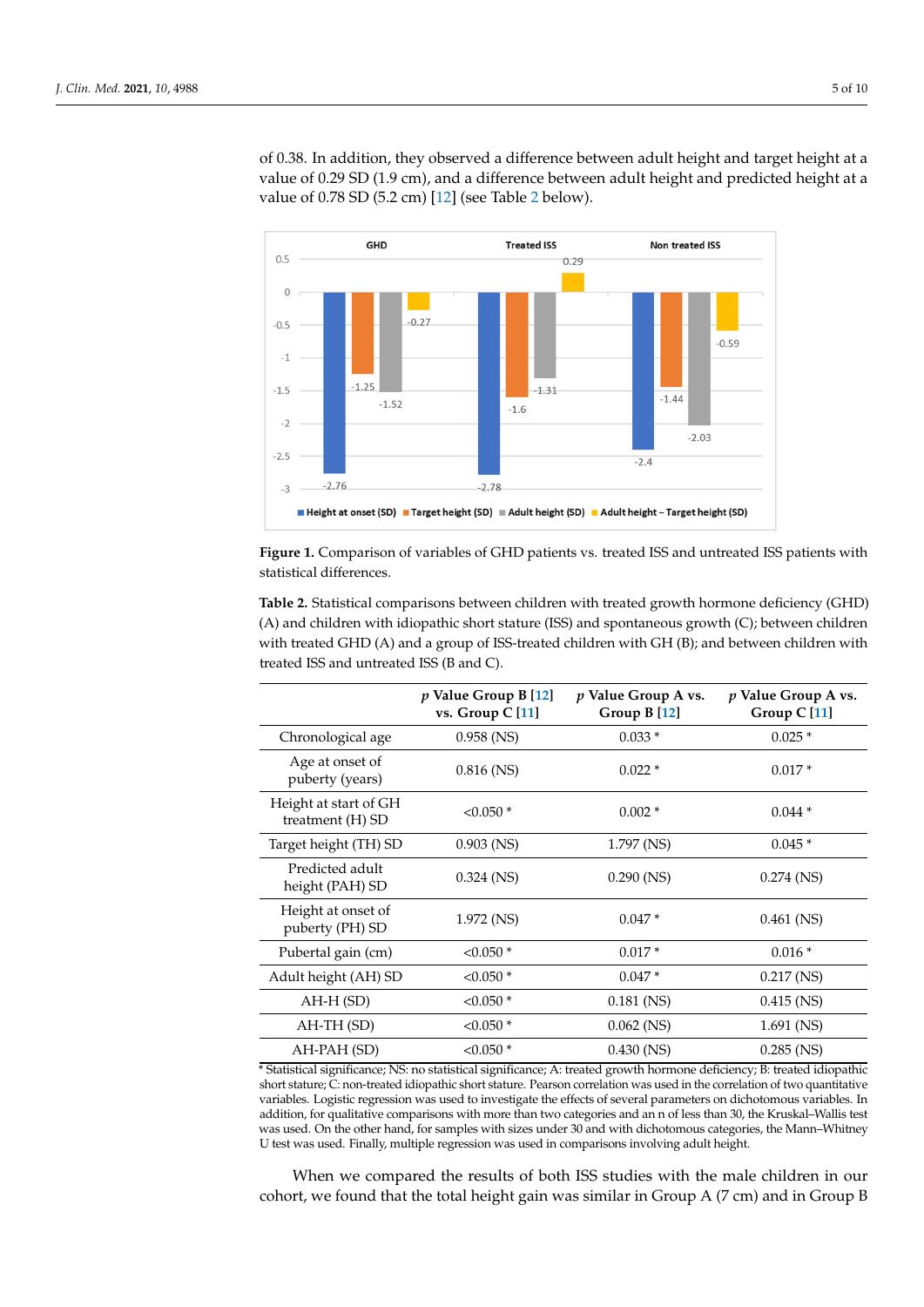of 0.38. In addition, they observed a difference between adult height and target height at a value of 0.29 SD (1.9 cm), and a difference between adult height and predicted height at a value of 0.78 SD (5.2 cm) [12] (see Table 2 below).

**Figure 1.** Comparison of variables of GHD patients vs. treated ISS and untreated ISS patients with statistical differences.

**Table 2.** Statistical comparisons between children with treated growth hormone deficiency (GHD) (A) and children with idiopathic short stature (ISS) and spontaneous growth (C); between children with treated GHD (A) and a group of ISS-treated children with GH (B); and between children with treated ISS and untreated ISS (B and C).

| | *p* Value Group B [12] vs. Group C [11] | *p* Value Group A vs. Group B [12] | *p* Value Group A vs. Group C [11] |
|---|---|---|---|
| Chronological age | 0.958 (NS) | 0.033 * | 0.025 * |
| Age at onset of puberty (years) | 0.816 (NS) | 0.022 * | 0.017 * |
| Height at start of GH treatment (H) SD | <0.050 * | 0.002 * | 0.044 * |
| Target height (TH) SD | 0.903 (NS) | 1.797 (NS) | 0.045 * |
| Predicted adult height (PAH) SD | 0.324 (NS) | 0.290 (NS) | 0.274 (NS) |
| Height at onset of puberty (PH) SD | 1.972 (NS) | 0.047 * | 0.461 (NS) |
| Pubertal gain (cm) | <0.050 * | 0.017 * | 0.016 * |
| Adult height (AH) SD | <0.050 * | 0.047 * | 0.217 (NS) |
| AH-H (SD) | <0.050 * | 0.181 (NS) | 0.415 (NS) |
| AH-TH (SD) | <0.050 * | 0.062 (NS) | 1.691 (NS) |
| AH-PAH (SD) | <0.050 * | 0.430 (NS) | 0.285 (NS) |

* Statistical significance; NS: no statistical significance; A: treated growth hormone deficiency; B: treated idiopathic short stature; C: non-treated idiopathic short stature. Pearson correlation was used in the correlation of two quantitative variables. Logistic regression was used to investigate the effects of several parameters on dichotomous variables. In addition, for qualitative comparisons with more than two categories and an n of less than 30, the Kruskal–Wallis test was used. On the other hand, for samples with sizes under 30 and with dichotomous categories, the Mann–Whitney U test was used. Finally, multiple regression was used in comparisons involving adult height.

When we compared the results of both ISS studies with the male children in our cohort, we found that the total height gain was similar in Group A (7 cm) and in Group B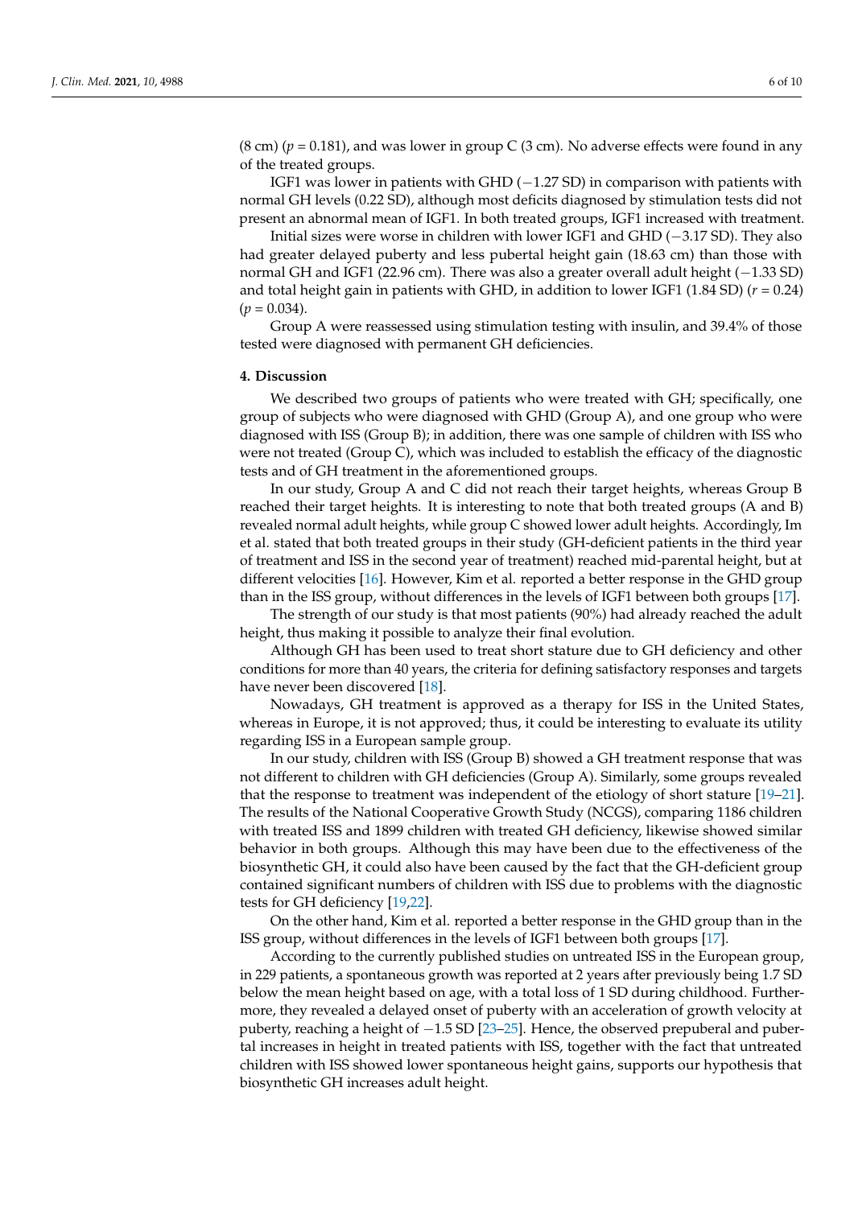(8 cm) ($p = 0.181$), and was lower in group C (3 cm). No adverse effects were found in any of the treated groups.

IGF1 was lower in patients with GHD (−1.27 SD) in comparison with patients with normal GH levels (0.22 SD), although most deficits diagnosed by stimulation tests did not present an abnormal mean of IGF1. In both treated groups, IGF1 increased with treatment.

Initial sizes were worse in children with lower IGF1 and GHD (−3.17 SD). They also had greater delayed puberty and less pubertal height gain (18.63 cm) than those with normal GH and IGF1 (22.96 cm). There was also a greater overall adult height (−1.33 SD) and total height gain in patients with GHD, in addition to lower IGF1 (1.84 SD) ($r = 0.24$) ($p = 0.034$).

Group A were reassessed using stimulation testing with insulin, and 39.4% of those tested were diagnosed with permanent GH deficiencies.

## 4. Discussion

We described two groups of patients who were treated with GH; specifically, one group of subjects who were diagnosed with GHD (Group A), and one group who were diagnosed with ISS (Group B); in addition, there was one sample of children with ISS who were not treated (Group C), which was included to establish the efficacy of the diagnostic tests and of GH treatment in the aforementioned groups.

In our study, Group A and C did not reach their target heights, whereas Group B reached their target heights. It is interesting to note that both treated groups (A and B) revealed normal adult heights, while group C showed lower adult heights. Accordingly, Im et al. stated that both treated groups in their study (GH-deficient patients in the third year of treatment and ISS in the second year of treatment) reached mid-parental height, but at different velocities [16]. However, Kim et al. reported a better response in the GHD group than in the ISS group, without differences in the levels of IGF1 between both groups [17].

The strength of our study is that most patients (90%) had already reached the adult height, thus making it possible to analyze their final evolution.

Although GH has been used to treat short stature due to GH deficiency and other conditions for more than 40 years, the criteria for defining satisfactory responses and targets have never been discovered [18].

Nowadays, GH treatment is approved as a therapy for ISS in the United States, whereas in Europe, it is not approved; thus, it could be interesting to evaluate its utility regarding ISS in a European sample group.

In our study, children with ISS (Group B) showed a GH treatment response that was not different to children with GH deficiencies (Group A). Similarly, some groups revealed that the response to treatment was independent of the etiology of short stature [19–21]. The results of the National Cooperative Growth Study (NCGS), comparing 1186 children with treated ISS and 1899 children with treated GH deficiency, likewise showed similar behavior in both groups. Although this may have been due to the effectiveness of the biosynthetic GH, it could also have been caused by the fact that the GH-deficient group contained significant numbers of children with ISS due to problems with the diagnostic tests for GH deficiency [19,22].

On the other hand, Kim et al. reported a better response in the GHD group than in the ISS group, without differences in the levels of IGF1 between both groups [17].

According to the currently published studies on untreated ISS in the European group, in 229 patients, a spontaneous growth was reported at 2 years after previously being 1.7 SD below the mean height based on age, with a total loss of 1 SD during childhood. Furthermore, they revealed a delayed onset of puberty with an acceleration of growth velocity at puberty, reaching a height of −1.5 SD [23–25]. Hence, the observed prepuberal and pubertal increases in height in treated patients with ISS, together with the fact that untreated children with ISS showed lower spontaneous height gains, supports our hypothesis that biosynthetic GH increases adult height.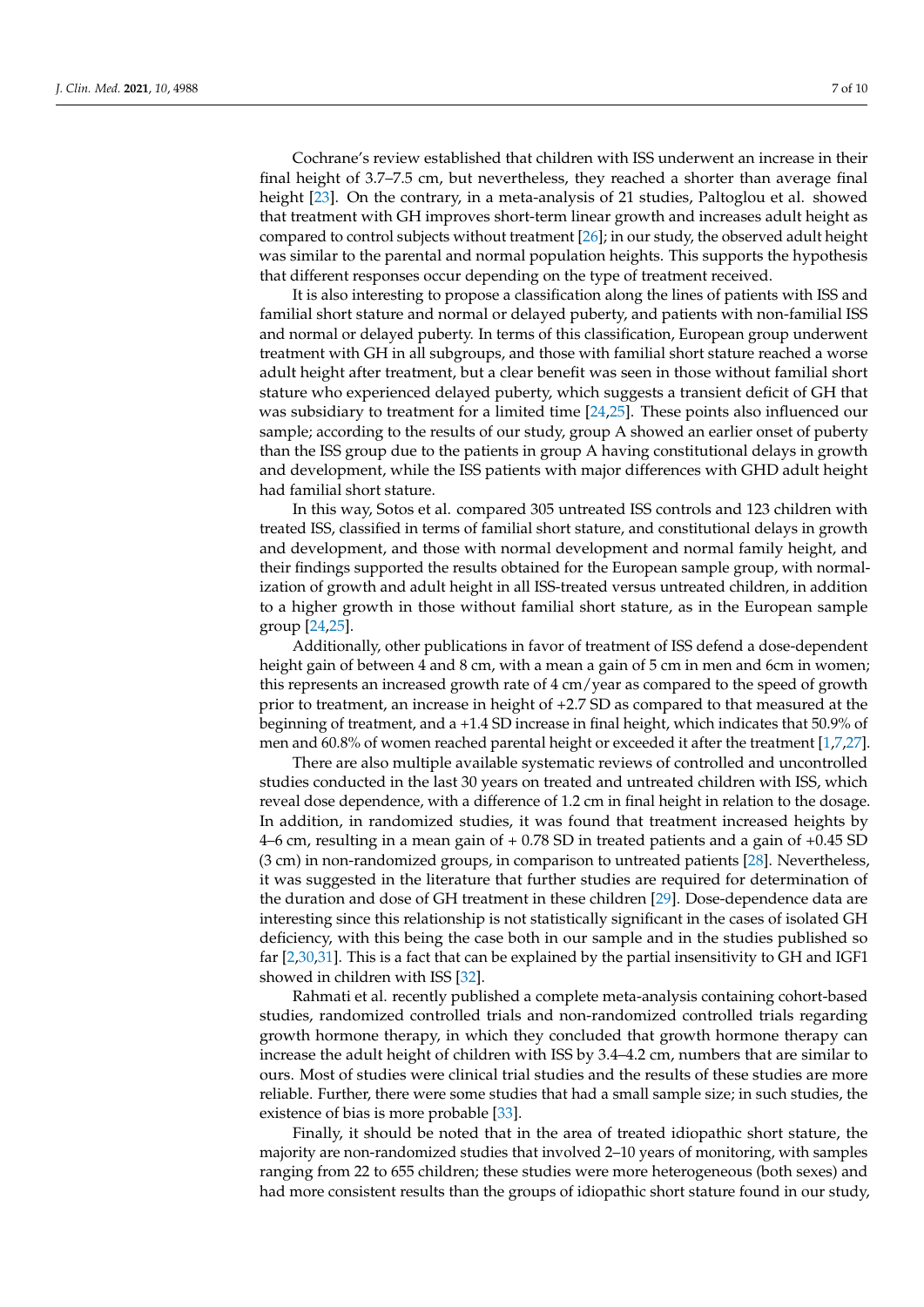Cochrane's review established that children with ISS underwent an increase in their final height of 3.7–7.5 cm, but nevertheless, they reached a shorter than average final height [23]. On the contrary, in a meta-analysis of 21 studies, Paltoglou et al. showed that treatment with GH improves short-term linear growth and increases adult height as compared to control subjects without treatment [26]; in our study, the observed adult height was similar to the parental and normal population heights. This supports the hypothesis that different responses occur depending on the type of treatment received.

It is also interesting to propose a classification along the lines of patients with ISS and familial short stature and normal or delayed puberty, and patients with non-familial ISS and normal or delayed puberty. In terms of this classification, European group underwent treatment with GH in all subgroups, and those with familial short stature reached a worse adult height after treatment, but a clear benefit was seen in those without familial short stature who experienced delayed puberty, which suggests a transient deficit of GH that was subsidiary to treatment for a limited time [24,25]. These points also influenced our sample; according to the results of our study, group A showed an earlier onset of puberty than the ISS group due to the patients in group A having constitutional delays in growth and development, while the ISS patients with major differences with GHD adult height had familial short stature.

In this way, Sotos et al. compared 305 untreated ISS controls and 123 children with treated ISS, classified in terms of familial short stature, and constitutional delays in growth and development, and those with normal development and normal family height, and their findings supported the results obtained for the European sample group, with normalization of growth and adult height in all ISS-treated versus untreated children, in addition to a higher growth in those without familial short stature, as in the European sample group [24,25].

Additionally, other publications in favor of treatment of ISS defend a dose-dependent height gain of between 4 and 8 cm, with a mean a gain of 5 cm in men and 6cm in women; this represents an increased growth rate of 4 cm/year as compared to the speed of growth prior to treatment, an increase in height of +2.7 SD as compared to that measured at the beginning of treatment, and a +1.4 SD increase in final height, which indicates that 50.9% of men and 60.8% of women reached parental height or exceeded it after the treatment [1,7,27].

There are also multiple available systematic reviews of controlled and uncontrolled studies conducted in the last 30 years on treated and untreated children with ISS, which reveal dose dependence, with a difference of 1.2 cm in final height in relation to the dosage. In addition, in randomized studies, it was found that treatment increased heights by 4–6 cm, resulting in a mean gain of + 0.78 SD in treated patients and a gain of +0.45 SD (3 cm) in non-randomized groups, in comparison to untreated patients [28]. Nevertheless, it was suggested in the literature that further studies are required for determination of the duration and dose of GH treatment in these children [29]. Dose-dependence data are interesting since this relationship is not statistically significant in the cases of isolated GH deficiency, with this being the case both in our sample and in the studies published so far [2,30,31]. This is a fact that can be explained by the partial insensitivity to GH and IGF1 showed in children with ISS [32].

Rahmati et al. recently published a complete meta-analysis containing cohort-based studies, randomized controlled trials and non-randomized controlled trials regarding growth hormone therapy, in which they concluded that growth hormone therapy can increase the adult height of children with ISS by 3.4–4.2 cm, numbers that are similar to ours. Most of studies were clinical trial studies and the results of these studies are more reliable. Further, there were some studies that had a small sample size; in such studies, the existence of bias is more probable [33].

Finally, it should be noted that in the area of treated idiopathic short stature, the majority are non-randomized studies that involved 2–10 years of monitoring, with samples ranging from 22 to 655 children; these studies were more heterogeneous (both sexes) and had more consistent results than the groups of idiopathic short stature found in our study,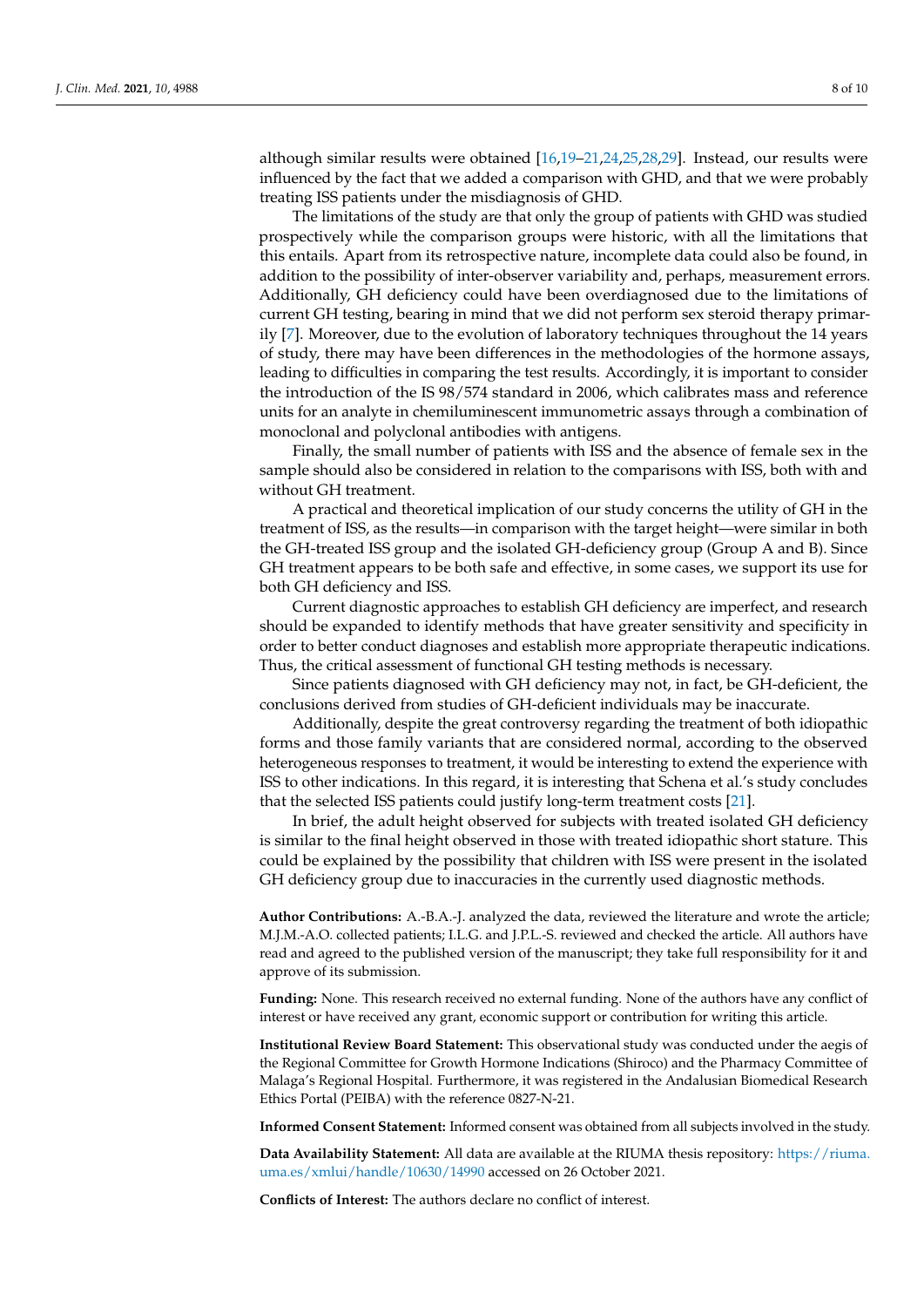although similar results were obtained [16,19–21,24,25,28,29]. Instead, our results were influenced by the fact that we added a comparison with GHD, and that we were probably treating ISS patients under the misdiagnosis of GHD.

The limitations of the study are that only the group of patients with GHD was studied prospectively while the comparison groups were historic, with all the limitations that this entails. Apart from its retrospective nature, incomplete data could also be found, in addition to the possibility of inter-observer variability and, perhaps, measurement errors. Additionally, GH deficiency could have been overdiagnosed due to the limitations of current GH testing, bearing in mind that we did not perform sex steroid therapy primarily [7]. Moreover, due to the evolution of laboratory techniques throughout the 14 years of study, there may have been differences in the methodologies of the hormone assays, leading to difficulties in comparing the test results. Accordingly, it is important to consider the introduction of the IS 98/574 standard in 2006, which calibrates mass and reference units for an analyte in chemiluminescent immunometric assays through a combination of monoclonal and polyclonal antibodies with antigens.

Finally, the small number of patients with ISS and the absence of female sex in the sample should also be considered in relation to the comparisons with ISS, both with and without GH treatment.

A practical and theoretical implication of our study concerns the utility of GH in the treatment of ISS, as the results—in comparison with the target height—were similar in both the GH-treated ISS group and the isolated GH-deficiency group (Group A and B). Since GH treatment appears to be both safe and effective, in some cases, we support its use for both GH deficiency and ISS.

Current diagnostic approaches to establish GH deficiency are imperfect, and research should be expanded to identify methods that have greater sensitivity and specificity in order to better conduct diagnoses and establish more appropriate therapeutic indications. Thus, the critical assessment of functional GH testing methods is necessary.

Since patients diagnosed with GH deficiency may not, in fact, be GH-deficient, the conclusions derived from studies of GH-deficient individuals may be inaccurate.

Additionally, despite the great controversy regarding the treatment of both idiopathic forms and those family variants that are considered normal, according to the observed heterogeneous responses to treatment, it would be interesting to extend the experience with ISS to other indications. In this regard, it is interesting that Schena et al.'s study concludes that the selected ISS patients could justify long-term treatment costs [21].

In brief, the adult height observed for subjects with treated isolated GH deficiency is similar to the final height observed in those with treated idiopathic short stature. This could be explained by the possibility that children with ISS were present in the isolated GH deficiency group due to inaccuracies in the currently used diagnostic methods.

**Author Contributions:** A.-B.A.-J. analyzed the data, reviewed the literature and wrote the article; M.J.M.-A.O. collected patients; I.L.G. and J.P.L.-S. reviewed and checked the article. All authors have read and agreed to the published version of the manuscript; they take full responsibility for it and approve of its submission.

**Funding:** None. This research received no external funding. None of the authors have any conflict of interest or have received any grant, economic support or contribution for writing this article.

**Institutional Review Board Statement:** This observational study was conducted under the aegis of the Regional Committee for Growth Hormone Indications (Shiroco) and the Pharmacy Committee of Malaga's Regional Hospital. Furthermore, it was registered in the Andalusian Biomedical Research Ethics Portal (PEIBA) with the reference 0827-N-21.

**Informed Consent Statement:** Informed consent was obtained from all subjects involved in the study.

**Data Availability Statement:** All data are available at the RIUMA thesis repository: https://riuma.uma.es/xmlui/handle/10630/14990 accessed on 26 October 2021.

**Conflicts of Interest:** The authors declare no conflict of interest.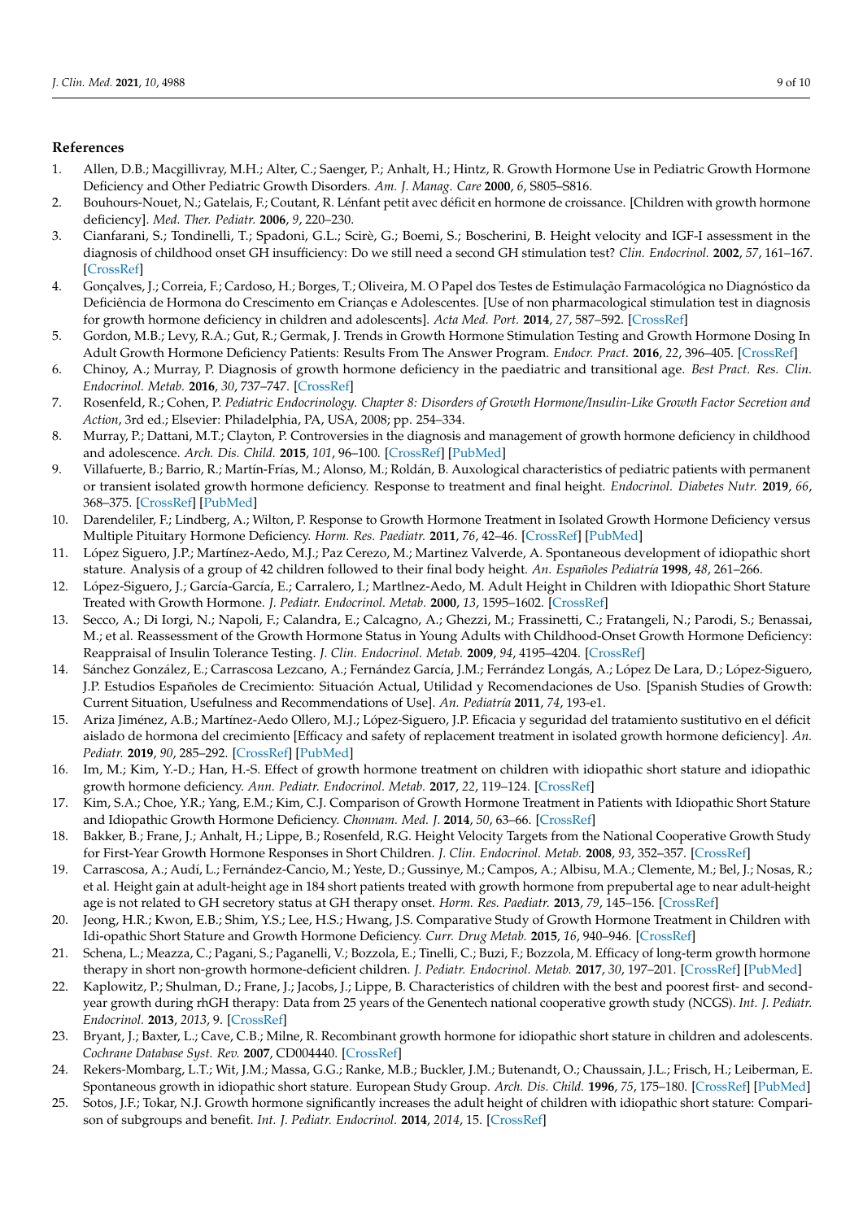## References

1. Allen, D.B.; Macgillivray, M.H.; Alter, C.; Saenger, P.; Anhalt, H.; Hintz, R. Growth Hormone Use in Pediatric Growth Hormone Deficiency and Other Pediatric Growth Disorders. *Am. J. Manag. Care* **2000**, *6*, S805–S816.
2. Bouhours-Nouet, N.; Gatelais, F.; Coutant, R. Lénfant petit avec déficit en hormone de croissance. [Children with growth hormone deficiency]. *Med. Ther. Pediatr.* **2006**, *9*, 220–230.
3. Cianfarani, S.; Tondinelli, T.; Spadoni, G.L.; Scirè, G.; Boemi, S.; Boscherini, B. Height velocity and IGF-I assessment in the diagnosis of childhood onset GH insufficiency: Do we still need a second GH stimulation test? *Clin. Endocrinol.* **2002**, *57*, 161–167. [CrossRef]
4. Gonçalves, J.; Correia, F.; Cardoso, H.; Borges, T.; Oliveira, M. O Papel dos Testes de Estimulação Farmacológica no Diagnóstico da Deficiência de Hormona do Crescimento em Crianças e Adolescentes. [Use of non pharmacological stimulation test in diagnosis for growth hormone deficiency in children and adolescents]. *Acta Med. Port.* **2014**, *27*, 587–592. [CrossRef]
5. Gordon, M.B.; Levy, R.A.; Gut, R.; Germak, J. Trends in Growth Hormone Stimulation Testing and Growth Hormone Dosing In Adult Growth Hormone Deficiency Patients: Results From The Answer Program. *Endocr. Pract.* **2016**, *22*, 396–405. [CrossRef]
6. Chinoy, A.; Murray, P. Diagnosis of growth hormone deficiency in the paediatric and transitional age. *Best Pract. Res. Clin. Endocrinol. Metab.* **2016**, *30*, 737–747. [CrossRef]
7. Rosenfeld, R.; Cohen, P. *Pediatric Endocrinology. Chapter 8: Disorders of Growth Hormone/Insulin-Like Growth Factor Secretion and Action*, 3rd ed.; Elsevier: Philadelphia, PA, USA, 2008; pp. 254–334.
8. Murray, P.; Dattani, M.T.; Clayton, P. Controversies in the diagnosis and management of growth hormone deficiency in childhood and adolescence. *Arch. Dis. Child.* **2015**, *101*, 96–100. [CrossRef] [PubMed]
9. Villafuerte, B.; Barrio, R.; Martín-Frías, M.; Alonso, M.; Roldán, B. Auxological characteristics of pediatric patients with permanent or transient isolated growth hormone deficiency. Response to treatment and final height. *Endocrinol. Diabetes Nutr.* **2019**, *66*, 368–375. [CrossRef] [PubMed]
10. Darendeliler, F.; Lindberg, A.; Wilton, P. Response to Growth Hormone Treatment in Isolated Growth Hormone Deficiency versus Multiple Pituitary Hormone Deficiency. *Horm. Res. Paediatr.* **2011**, *76*, 42–46. [CrossRef] [PubMed]
11. López Siguero, J.P.; Martínez-Aedo, M.J.; Paz Cerezo, M.; Martínez Valverde, A. Spontaneous development of idiopathic short stature. Analysis of a group of 42 children followed to their final body height. *An. Españoles Pediatría* **1998**, *48*, 261–266.
12. López-Siguero, J.; García-García, E.; Carralero, I.; Martlnez-Aedo, M. Adult Height in Children with Idiopathic Short Stature Treated with Growth Hormone. *J. Pediatr. Endocrinol. Metab.* **2000**, *13*, 1595–1602. [CrossRef]
13. Secco, A.; Di Iorgi, N.; Napoli, F.; Calandra, E.; Calcagno, A.; Ghezzi, M.; Frassinetti, C.; Fratangeli, N.; Parodi, S.; Benassai, M.; et al. Reassessment of the Growth Hormone Status in Young Adults with Childhood-Onset Growth Hormone Deficiency: Reappraisal of Insulin Tolerance Testing. *J. Clin. Endocrinol. Metab.* **2009**, *94*, 4195–4204. [CrossRef]
14. Sánchez González, E.; Carrascosa Lezcano, A.; Fernández García, J.M.; Ferrández Longás, A.; López De Lara, D.; López-Siguero, J.P. Estudios Españoles de Crecimiento: Situación Actual, Utilidad y Recomendaciones de Uso. [Spanish Studies of Growth: Current Situation, Usefulness and Recommendations of Use]. *An. Pediatría* **2011**, *74*, 193-e1.
15. Ariza Jiménez, A.B.; Martínez-Aedo Ollero, M.J.; López-Siguero, J.P. Eficacia y seguridad del tratamiento sustitutivo en el déficit aislado de hormona del crecimiento [Efficacy and safety of replacement treatment in isolated growth hormone deficiency]. *An. Pediatr.* **2019**, *90*, 285–292. [CrossRef] [PubMed]
16. Im, M.; Kim, Y.-D.; Han, H.-S. Effect of growth hormone treatment on children with idiopathic short stature and idiopathic growth hormone deficiency. *Ann. Pediatr. Endocrinol. Metab.* **2017**, *22*, 119–124. [CrossRef]
17. Kim, S.A.; Choe, Y.R.; Yang, E.M.; Kim, C.J. Comparison of Growth Hormone Treatment in Patients with Idiopathic Short Stature and Idiopathic Growth Hormone Deficiency. *Chonnam. Med. J.* **2014**, *50*, 63–66. [CrossRef]
18. Bakker, B.; Frane, J.; Anhalt, H.; Lippe, B.; Rosenfeld, R.G. Height Velocity Targets from the National Cooperative Growth Study for First-Year Growth Hormone Responses in Short Children. *J. Clin. Endocrinol. Metab.* **2008**, *93*, 352–357. [CrossRef]
19. Carrascosa, A.; Audí, L.; Fernández-Cancio, M.; Yeste, D.; Gussinye, M.; Campos, A.; Albisu, M.A.; Clemente, M.; Bel, J.; Nosas, R.; et al. Height gain at adult-height age in 184 short patients treated with growth hormone from prepubertal age to near adult-height age is not related to GH secretory status at GH therapy onset. *Horm. Res. Paediatr.* **2013**, *79*, 145–156. [CrossRef]
20. Jeong, H.R.; Kwon, E.B.; Shim, Y.S.; Lee, H.S.; Hwang, J.S. Comparative Study of Growth Hormone Treatment in Children with Idi-opathic Short Stature and Growth Hormone Deficiency. *Curr. Drug Metab.* **2015**, *16*, 940–946. [CrossRef]
21. Schena, L.; Meazza, C.; Pagani, S.; Paganelli, V.; Bozzola, E.; Tinelli, C.; Buzi, F.; Bozzola, M. Efficacy of long-term growth hormone therapy in short non-growth hormone-deficient children. *J. Pediatr. Endocrinol. Metab.* **2017**, *30*, 197–201. [CrossRef] [PubMed]
22. Kaplowitz, P.; Shulman, D.; Frane, J.; Jacobs, J.; Lippe, B. Characteristics of children with the best and poorest first- and second-year growth during rhGH therapy: Data from 25 years of the Genentech national cooperative growth study (NCGS). *Int. J. Pediatr. Endocrinol.* **2013**, *2013*, 9. [CrossRef]
23. Bryant, J.; Baxter, L.; Cave, C.B.; Milne, R. Recombinant growth hormone for idiopathic short stature in children and adolescents. *Cochrane Database Syst. Rev.* **2007**, CD004440. [CrossRef]
24. Rekers-Mombarg, L.T.; Wit, J.M.; Massa, G.G.; Ranke, M.B.; Buckler, J.M.; Butenandt, O.; Chaussain, J.L.; Frisch, H.; Leiberman, E. Spontaneous growth in idiopathic short stature. European Study Group. *Arch. Dis. Child.* **1996**, *75*, 175–180. [CrossRef] [PubMed]
25. Sotos, J.F.; Tokar, N.J. Growth hormone significantly increases the adult height of children with idiopathic short stature: Comparison of subgroups and benefit. *Int. J. Pediatr. Endocrinol.* **2014**, *2014*, 15. [CrossRef]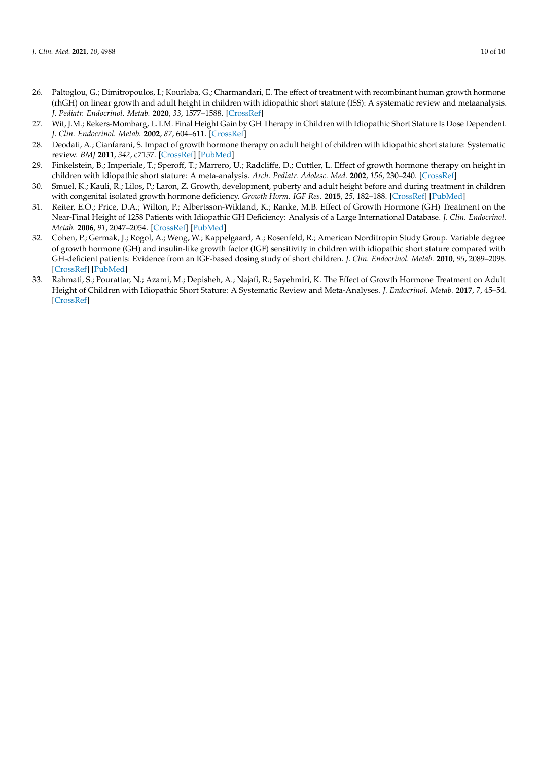26. Paltoglou, G.; Dimitropoulos, I.; Kourlaba, G.; Charmandari, E. The effect of treatment with recombinant human growth hormone (rhGH) on linear growth and adult height in children with idiopathic short stature (ISS): A systematic review and metaanalysis. *J. Pediatr. Endocrinol. Metab.* **2020**, *33*, 1577–1588. [CrossRef]
27. Wit, J.M.; Rekers-Mombarg, L.T.M. Final Height Gain by GH Therapy in Children with Idiopathic Short Stature Is Dose Dependent. *J. Clin. Endocrinol. Metab.* **2002**, *87*, 604–611. [CrossRef]
28. Deodati, A.; Cianfarani, S. Impact of growth hormone therapy on adult height of children with idiopathic short stature: Systematic review. *BMJ* **2011**, *342*, c7157. [CrossRef] [PubMed]
29. Finkelstein, B.; Imperiale, T.; Speroff, T.; Marrero, U.; Radcliffe, D.; Cuttler, L. Effect of growth hormone therapy on height in children with idiopathic short stature: A meta-analysis. *Arch. Pediatr. Adolesc. Med.* **2002**, *156*, 230–240. [CrossRef]
30. Smuel, K.; Kauli, R.; Lilos, P.; Laron, Z. Growth, development, puberty and adult height before and during treatment in children with congenital isolated growth hormone deficiency. *Growth Horm. IGF Res.* **2015**, *25*, 182–188. [CrossRef] [PubMed]
31. Reiter, E.O.; Price, D.A.; Wilton, P.; Albertsson-Wikland, K.; Ranke, M.B. Effect of Growth Hormone (GH) Treatment on the Near-Final Height of 1258 Patients with Idiopathic GH Deficiency: Analysis of a Large International Database. *J. Clin. Endocrinol. Metab.* **2006**, *91*, 2047–2054. [CrossRef] [PubMed]
32. Cohen, P.; Germak, J.; Rogol, A.; Weng, W.; Kappelgaard, A.; Rosenfeld, R.; American Norditropin Study Group. Variable degree of growth hormone (GH) and insulin-like growth factor (IGF) sensitivity in children with idiopathic short stature compared with GH-deficient patients: Evidence from an IGF-based dosing study of short children. *J. Clin. Endocrinol. Metab.* **2010**, *95*, 2089–2098. [CrossRef] [PubMed]
33. Rahmati, S.; Pourattar, N.; Azami, M.; Depisheh, A.; Najafi, R.; Sayehmiri, K. The Effect of Growth Hormone Treatment on Adult Height of Children with Idiopathic Short Stature: A Systematic Review and Meta-Analyses. *J. Endocrinol. Metab.* **2017**, *7*, 45–54. [CrossRef]